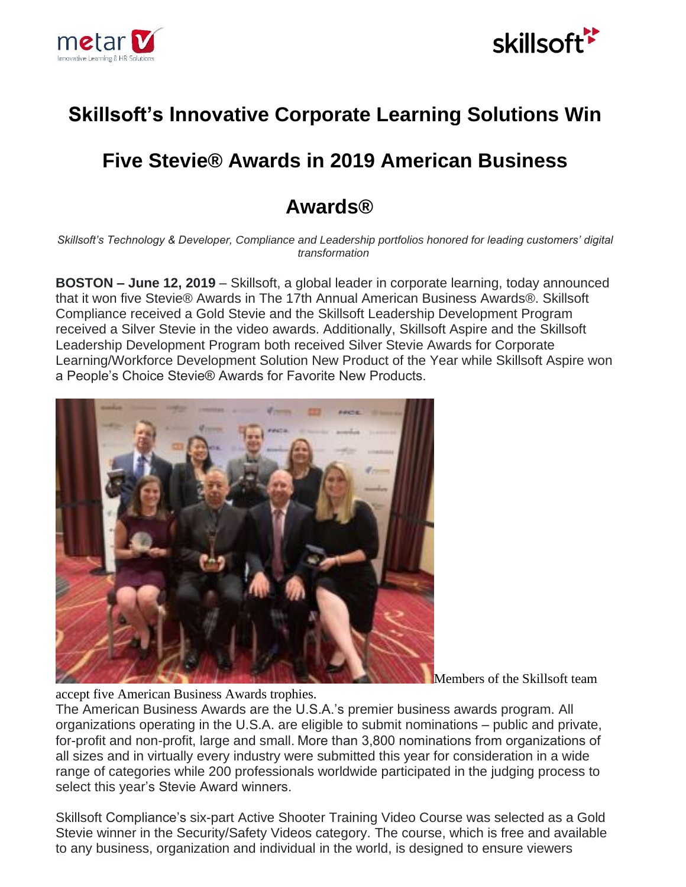# Skillsoft's Innovative Corporate Learning Solutions Win Five Stevie® Awards in 2019 American Business Awards®

*Skillsoft's Technology & Developer, Compliance and Leadership portfolios honored for leading customers' digital transformation*

**BOSTON – June 12, 2019** – Skillsoft, a global leader in corporate learning, today announced that it won five Stevie® Awards in The 17th Annual American Business Awards®. Skillsoft Compliance received a Gold Stevie and the Skillsoft Leadership Development Program received a Silver Stevie in the video awards. Additionally, Skillsoft Aspire and the Skillsoft Leadership Development Program both received Silver Stevie Awards for Corporate Learning/Workforce Development Solution New Product of the Year while Skillsoft Aspire won a People's Choice Stevie® Awards for Favorite New Products.

Members of the Skillsoft team accept five American Business Awards trophies.

The American Business Awards are the U.S.A.'s premier business awards program. All organizations operating in the U.S.A. are eligible to submit nominations – public and private, for-profit and non-profit, large and small. More than 3,800 nominations from organizations of all sizes and in virtually every industry were submitted this year for consideration in a wide range of categories while 200 professionals worldwide participated in the judging process to select this year's Stevie Award winners.

Skillsoft Compliance's six-part Active Shooter Training Video Course was selected as a Gold Stevie winner in the Security/Safety Videos category. The course, which is free and available to any business, organization and individual in the world, is designed to ensure viewers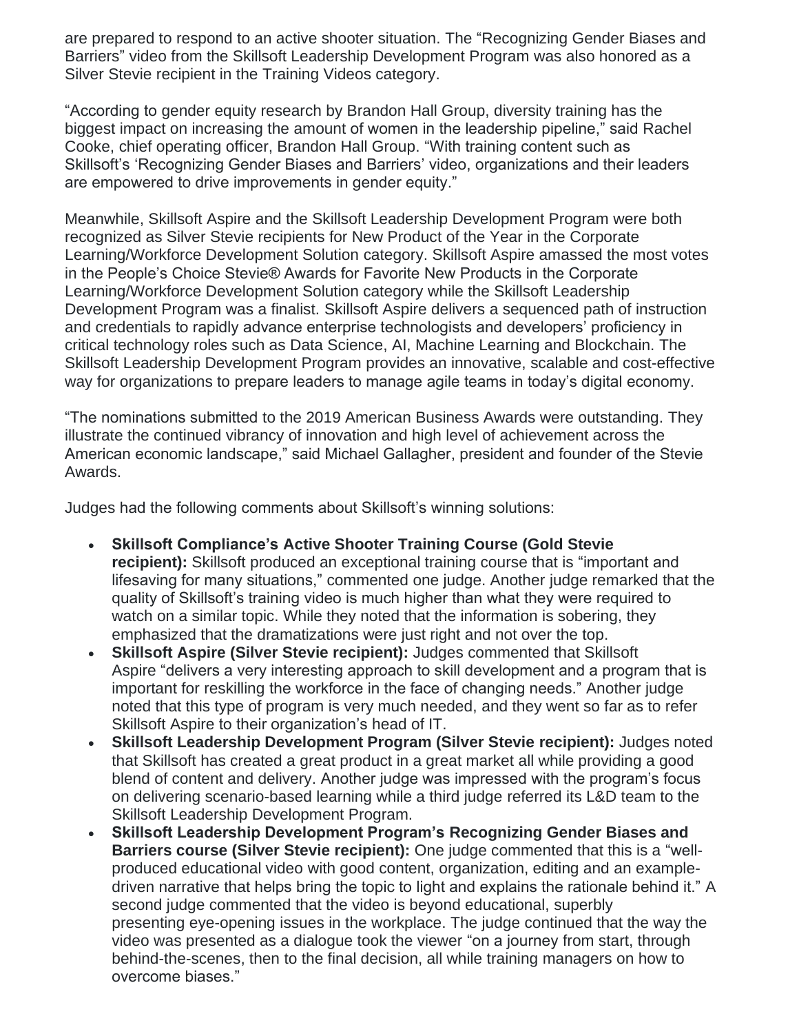are prepared to respond to an active shooter situation. The "Recognizing Gender Biases and Barriers" video from the Skillsoft Leadership Development Program was also honored as a Silver Stevie recipient in the Training Videos category.

"According to gender equity research by Brandon Hall Group, diversity training has the biggest impact on increasing the amount of women in the leadership pipeline," said Rachel Cooke, chief operating officer, Brandon Hall Group. "With training content such as Skillsoft's 'Recognizing Gender Biases and Barriers' video, organizations and their leaders are empowered to drive improvements in gender equity."

Meanwhile, Skillsoft Aspire and the Skillsoft Leadership Development Program were both recognized as Silver Stevie recipients for New Product of the Year in the Corporate Learning/Workforce Development Solution category. Skillsoft Aspire amassed the most votes in the People's Choice Stevie® Awards for Favorite New Products in the Corporate Learning/Workforce Development Solution category while the Skillsoft Leadership Development Program was a finalist. Skillsoft Aspire delivers a sequenced path of instruction and credentials to rapidly advance enterprise technologists and developers' proficiency in critical technology roles such as Data Science, AI, Machine Learning and Blockchain. The Skillsoft Leadership Development Program provides an innovative, scalable and cost-effective way for organizations to prepare leaders to manage agile teams in today's digital economy.

"The nominations submitted to the 2019 American Business Awards were outstanding. They illustrate the continued vibrancy of innovation and high level of achievement across the American economic landscape," said Michael Gallagher, president and founder of the Stevie Awards.

Judges had the following comments about Skillsoft's winning solutions:

- **Skillsoft Compliance's Active Shooter Training Course (Gold Stevie recipient):** Skillsoft produced an exceptional training course that is "important and lifesaving for many situations," commented one judge. Another judge remarked that the quality of Skillsoft's training video is much higher than what they were required to watch on a similar topic. While they noted that the information is sobering, they emphasized that the dramatizations were just right and not over the top.
- **Skillsoft Aspire (Silver Stevie recipient):** Judges commented that Skillsoft Aspire "delivers a very interesting approach to skill development and a program that is important for reskilling the workforce in the face of changing needs." Another judge noted that this type of program is very much needed, and they went so far as to refer Skillsoft Aspire to their organization's head of IT.
- **Skillsoft Leadership Development Program (Silver Stevie recipient):** Judges noted that Skillsoft has created a great product in a great market all while providing a good blend of content and delivery. Another judge was impressed with the program's focus on delivering scenario-based learning while a third judge referred its L&D team to the Skillsoft Leadership Development Program.
- **Skillsoft Leadership Development Program's Recognizing Gender Biases and Barriers course (Silver Stevie recipient):** One judge commented that this is a "well-produced educational video with good content, organization, editing and an example-driven narrative that helps bring the topic to light and explains the rationale behind it." A second judge commented that the video is beyond educational, superbly presenting eye-opening issues in the workplace. The judge continued that the way the video was presented as a dialogue took the viewer "on a journey from start, through behind-the-scenes, then to the final decision, all while training managers on how to overcome biases."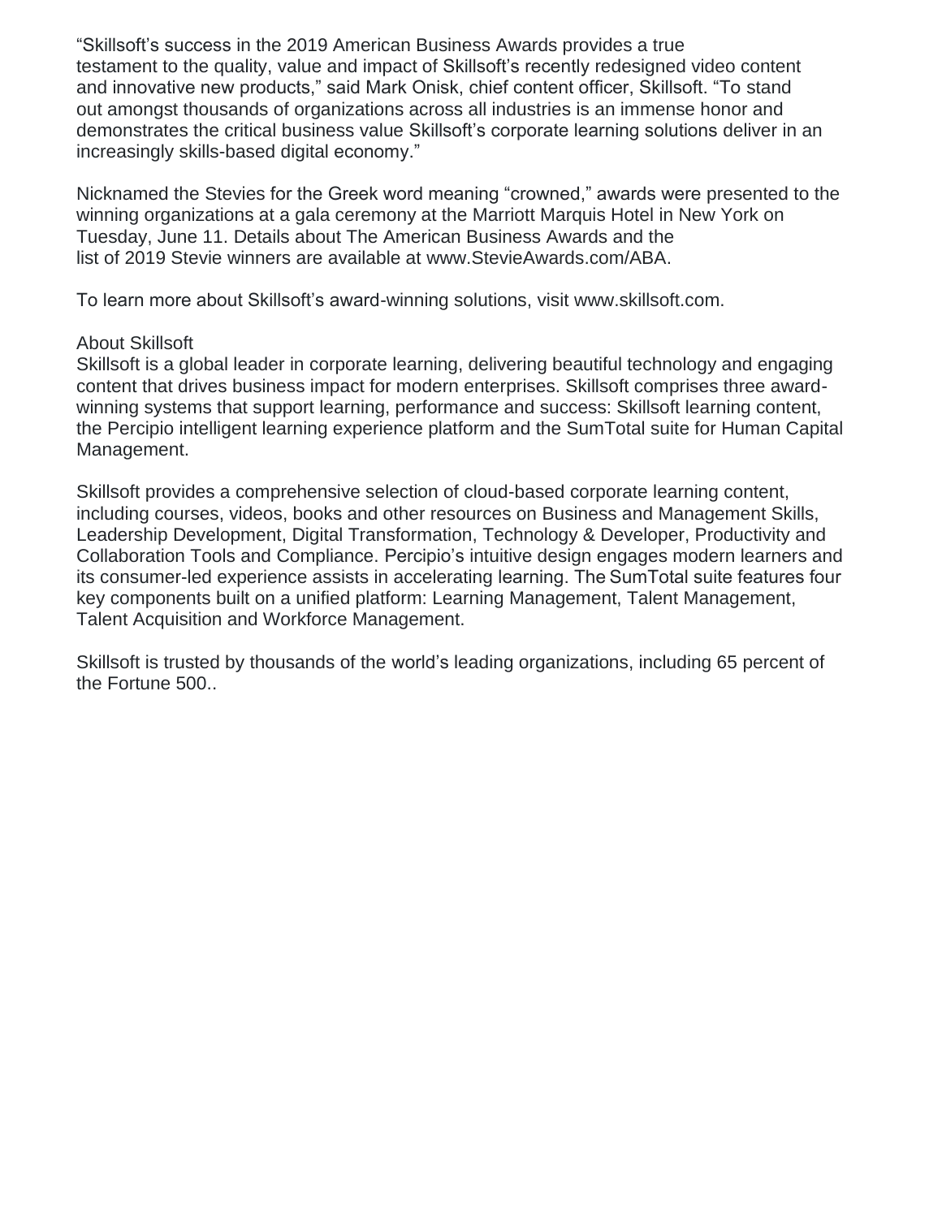"Skillsoft's success in the 2019 American Business Awards provides a true testament to the quality, value and impact of Skillsoft's recently redesigned video content and innovative new products," said Mark Onisk, chief content officer, Skillsoft. "To stand out amongst thousands of organizations across all industries is an immense honor and demonstrates the critical business value Skillsoft's corporate learning solutions deliver in an increasingly skills-based digital economy."

Nicknamed the Stevies for the Greek word meaning "crowned," awards were presented to the winning organizations at a gala ceremony at the Marriott Marquis Hotel in New York on Tuesday, June 11. Details about The American Business Awards and the list of 2019 Stevie winners are available at www.StevieAwards.com/ABA.

To learn more about Skillsoft's award-winning solutions, visit www.skillsoft.com.

About Skillsoft

Skillsoft is a global leader in corporate learning, delivering beautiful technology and engaging content that drives business impact for modern enterprises. Skillsoft comprises three award-winning systems that support learning, performance and success: Skillsoft learning content, the Percipio intelligent learning experience platform and the SumTotal suite for Human Capital Management.

Skillsoft provides a comprehensive selection of cloud-based corporate learning content, including courses, videos, books and other resources on Business and Management Skills, Leadership Development, Digital Transformation, Technology & Developer, Productivity and Collaboration Tools and Compliance. Percipio's intuitive design engages modern learners and its consumer-led experience assists in accelerating learning. The SumTotal suite features four key components built on a unified platform: Learning Management, Talent Management, Talent Acquisition and Workforce Management.

Skillsoft is trusted by thousands of the world's leading organizations, including 65 percent of the Fortune 500..